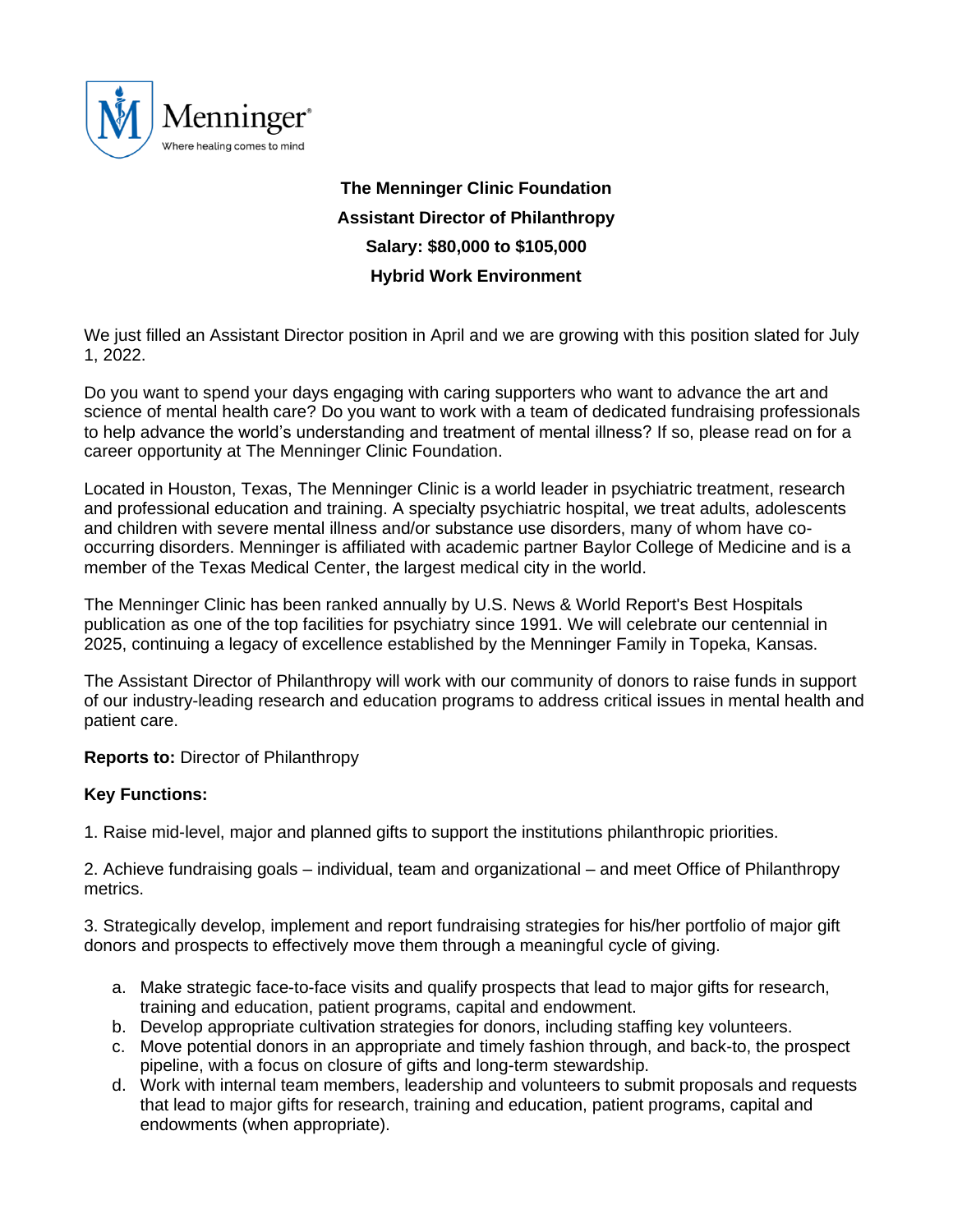Menninger®
Where healing comes to mind

**The Menninger Clinic Foundation**

**Assistant Director of Philanthropy**

**Salary: $80,000 to $105,000**

**Hybrid Work Environment**

We just filled an Assistant Director position in April and we are growing with this position slated for July 1, 2022.

Do you want to spend your days engaging with caring supporters who want to advance the art and science of mental health care? Do you want to work with a team of dedicated fundraising professionals to help advance the world's understanding and treatment of mental illness? If so, please read on for a career opportunity at The Menninger Clinic Foundation.

Located in Houston, Texas, The Menninger Clinic is a world leader in psychiatric treatment, research and professional education and training. A specialty psychiatric hospital, we treat adults, adolescents and children with severe mental illness and/or substance use disorders, many of whom have co-occurring disorders. Menninger is affiliated with academic partner Baylor College of Medicine and is a member of the Texas Medical Center, the largest medical city in the world.

The Menninger Clinic has been ranked annually by U.S. News & World Report's Best Hospitals publication as one of the top facilities for psychiatry since 1991. We will celebrate our centennial in 2025, continuing a legacy of excellence established by the Menninger Family in Topeka, Kansas.

The Assistant Director of Philanthropy will work with our community of donors to raise funds in support of our industry-leading research and education programs to address critical issues in mental health and patient care.

**Reports to:** Director of Philanthropy

**Key Functions:**

1. Raise mid-level, major and planned gifts to support the institutions philanthropic priorities.

2. Achieve fundraising goals – individual, team and organizational – and meet Office of Philanthropy metrics.

3. Strategically develop, implement and report fundraising strategies for his/her portfolio of major gift donors and prospects to effectively move them through a meaningful cycle of giving.

   a. Make strategic face-to-face visits and qualify prospects that lead to major gifts for research, training and education, patient programs, capital and endowment.
   b. Develop appropriate cultivation strategies for donors, including staffing key volunteers.
   c. Move potential donors in an appropriate and timely fashion through, and back-to, the prospect pipeline, with a focus on closure of gifts and long-term stewardship.
   d. Work with internal team members, leadership and volunteers to submit proposals and requests that lead to major gifts for research, training and education, patient programs, capital and endowments (when appropriate).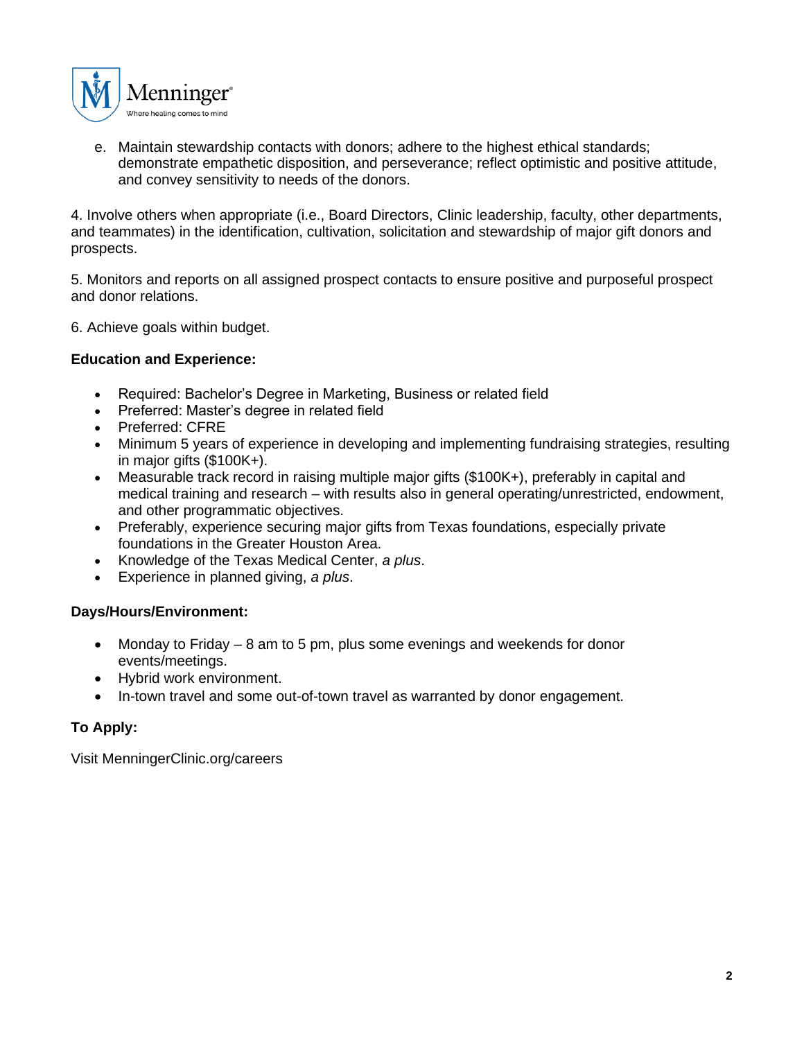e. Maintain stewardship contacts with donors; adhere to the highest ethical standards; demonstrate empathetic disposition, and perseverance; reflect optimistic and positive attitude, and convey sensitivity to needs of the donors.

4. Involve others when appropriate (i.e., Board Directors, Clinic leadership, faculty, other departments, and teammates) in the identification, cultivation, solicitation and stewardship of major gift donors and prospects.

5. Monitors and reports on all assigned prospect contacts to ensure positive and purposeful prospect and donor relations.

6. Achieve goals within budget.

**Education and Experience:**

- Required: Bachelor's Degree in Marketing, Business or related field
- Preferred: Master's degree in related field
- Preferred: CFRE
- Minimum 5 years of experience in developing and implementing fundraising strategies, resulting in major gifts ($100K+).
- Measurable track record in raising multiple major gifts ($100K+), preferably in capital and medical training and research – with results also in general operating/unrestricted, endowment, and other programmatic objectives.
- Preferably, experience securing major gifts from Texas foundations, especially private foundations in the Greater Houston Area.
- Knowledge of the Texas Medical Center, *a plus*.
- Experience in planned giving, *a plus*.

**Days/Hours/Environment:**

- Monday to Friday – 8 am to 5 pm, plus some evenings and weekends for donor events/meetings.
- Hybrid work environment.
- In-town travel and some out-of-town travel as warranted by donor engagement.

**To Apply:**

Visit MenningerClinic.org/careers